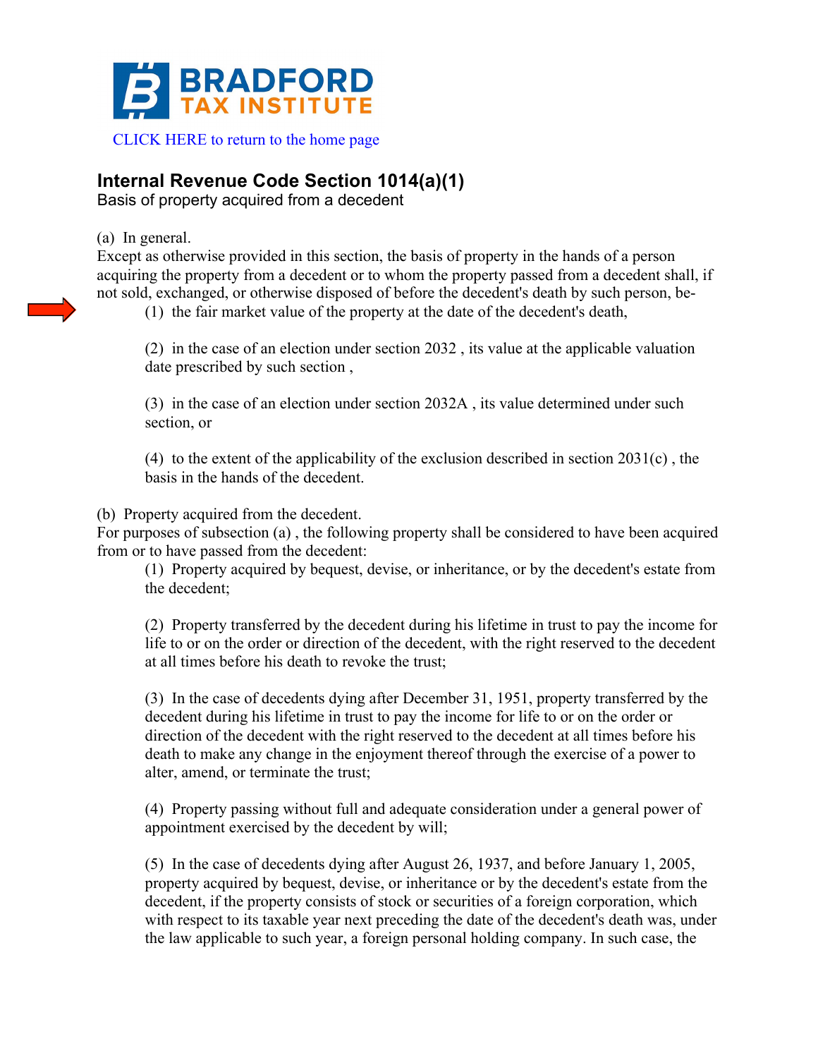**BRADFORD TAX INSTITUTE**

[CLICK HERE to return to the home page]

## Internal Revenue Code Section 1014(a)(1)

Basis of property acquired from a decedent

(a) In general.

Except as otherwise provided in this section, the basis of property in the hands of a person acquiring the property from a decedent or to whom the property passed from a decedent shall, if not sold, exchanged, or otherwise disposed of before the decedent's death by such person, be-

> (1) the fair market value of the property at the date of the decedent's death,
>
> (2) in the case of an election under section 2032 , its value at the applicable valuation date prescribed by such section ,
>
> (3) in the case of an election under section 2032A , its value determined under such section, or
>
> (4) to the extent of the applicability of the exclusion described in section 2031(c) , the basis in the hands of the decedent.

(b) Property acquired from the decedent.

For purposes of subsection (a) , the following property shall be considered to have been acquired from or to have passed from the decedent:

> (1) Property acquired by bequest, devise, or inheritance, or by the decedent's estate from the decedent;
>
> (2) Property transferred by the decedent during his lifetime in trust to pay the income for life to or on the order or direction of the decedent, with the right reserved to the decedent at all times before his death to revoke the trust;
>
> (3) In the case of decedents dying after December 31, 1951, property transferred by the decedent during his lifetime in trust to pay the income for life to or on the order or direction of the decedent with the right reserved to the decedent at all times before his death to make any change in the enjoyment thereof through the exercise of a power to alter, amend, or terminate the trust;
>
> (4) Property passing without full and adequate consideration under a general power of appointment exercised by the decedent by will;
>
> (5) In the case of decedents dying after August 26, 1937, and before January 1, 2005, property acquired by bequest, devise, or inheritance or by the decedent's estate from the decedent, if the property consists of stock or securities of a foreign corporation, which with respect to its taxable year next preceding the date of the decedent's death was, under the law applicable to such year, a foreign personal holding company. In such case, the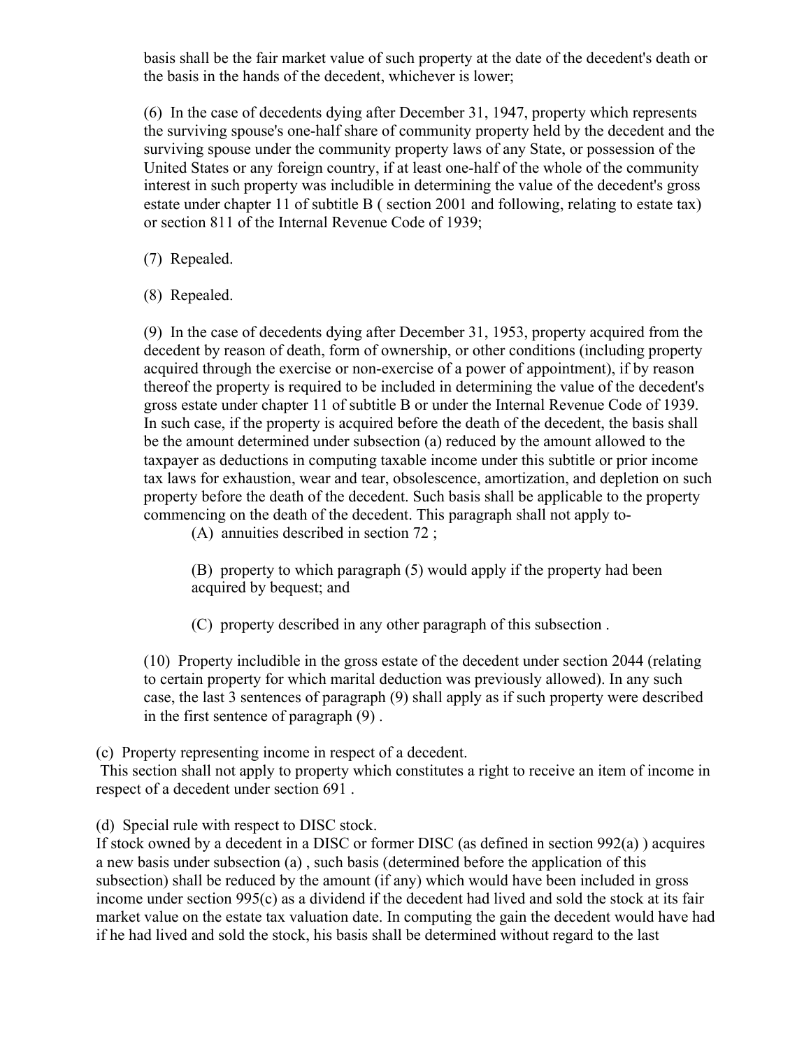basis shall be the fair market value of such property at the date of the decedent's death or the basis in the hands of the decedent, whichever is lower;

(6) In the case of decedents dying after December 31, 1947, property which represents the surviving spouse's one-half share of community property held by the decedent and the surviving spouse under the community property laws of any State, or possession of the United States or any foreign country, if at least one-half of the whole of the community interest in such property was includible in determining the value of the decedent's gross estate under chapter 11 of subtitle B ( section 2001 and following, relating to estate tax) or section 811 of the Internal Revenue Code of 1939;

(7) Repealed.

(8) Repealed.

(9) In the case of decedents dying after December 31, 1953, property acquired from the decedent by reason of death, form of ownership, or other conditions (including property acquired through the exercise or non-exercise of a power of appointment), if by reason thereof the property is required to be included in determining the value of the decedent's gross estate under chapter 11 of subtitle B or under the Internal Revenue Code of 1939. In such case, if the property is acquired before the death of the decedent, the basis shall be the amount determined under subsection (a) reduced by the amount allowed to the taxpayer as deductions in computing taxable income under this subtitle or prior income tax laws for exhaustion, wear and tear, obsolescence, amortization, and depletion on such property before the death of the decedent. Such basis shall be applicable to the property commencing on the death of the decedent. This paragraph shall not apply to-

(A) annuities described in section 72 ;

(B) property to which paragraph (5) would apply if the property had been acquired by bequest; and

(C) property described in any other paragraph of this subsection .

(10) Property includible in the gross estate of the decedent under section 2044 (relating to certain property for which marital deduction was previously allowed). In any such case, the last 3 sentences of paragraph (9) shall apply as if such property were described in the first sentence of paragraph (9) .

(c) Property representing income in respect of a decedent.

This section shall not apply to property which constitutes a right to receive an item of income in respect of a decedent under section 691 .

(d) Special rule with respect to DISC stock.

If stock owned by a decedent in a DISC or former DISC (as defined in section 992(a) ) acquires a new basis under subsection (a) , such basis (determined before the application of this subsection) shall be reduced by the amount (if any) which would have been included in gross income under section 995(c) as a dividend if the decedent had lived and sold the stock at its fair market value on the estate tax valuation date. In computing the gain the decedent would have had if he had lived and sold the stock, his basis shall be determined without regard to the last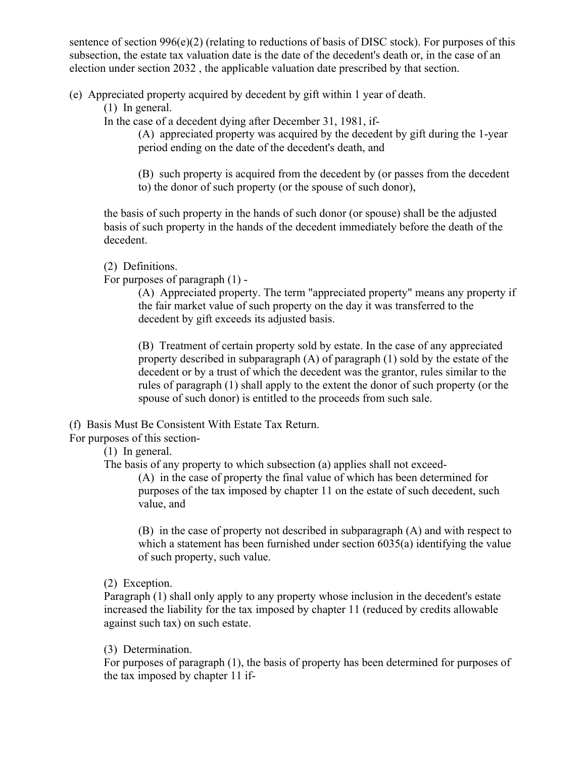sentence of section 996(e)(2) (relating to reductions of basis of DISC stock). For purposes of this subsection, the estate tax valuation date is the date of the decedent's death or, in the case of an election under section 2032 , the applicable valuation date prescribed by that section.

(e) Appreciated property acquired by decedent by gift within 1 year of death.

(1) In general.

In the case of a decedent dying after December 31, 1981, if-

(A) appreciated property was acquired by the decedent by gift during the 1-year period ending on the date of the decedent's death, and

(B) such property is acquired from the decedent by (or passes from the decedent to) the donor of such property (or the spouse of such donor),

the basis of such property in the hands of such donor (or spouse) shall be the adjusted basis of such property in the hands of the decedent immediately before the death of the decedent.

(2) Definitions.

For purposes of paragraph (1) -

(A) Appreciated property. The term "appreciated property" means any property if the fair market value of such property on the day it was transferred to the decedent by gift exceeds its adjusted basis.

(B) Treatment of certain property sold by estate. In the case of any appreciated property described in subparagraph (A) of paragraph (1) sold by the estate of the decedent or by a trust of which the decedent was the grantor, rules similar to the rules of paragraph (1) shall apply to the extent the donor of such property (or the spouse of such donor) is entitled to the proceeds from such sale.

(f) Basis Must Be Consistent With Estate Tax Return.

For purposes of this section-

(1) In general.

The basis of any property to which subsection (a) applies shall not exceed-

(A) in the case of property the final value of which has been determined for purposes of the tax imposed by chapter 11 on the estate of such decedent, such value, and

(B) in the case of property not described in subparagraph (A) and with respect to which a statement has been furnished under section 6035(a) identifying the value of such property, such value.

(2) Exception.

Paragraph (1) shall only apply to any property whose inclusion in the decedent's estate increased the liability for the tax imposed by chapter 11 (reduced by credits allowable against such tax) on such estate.

(3) Determination.

For purposes of paragraph (1), the basis of property has been determined for purposes of the tax imposed by chapter 11 if-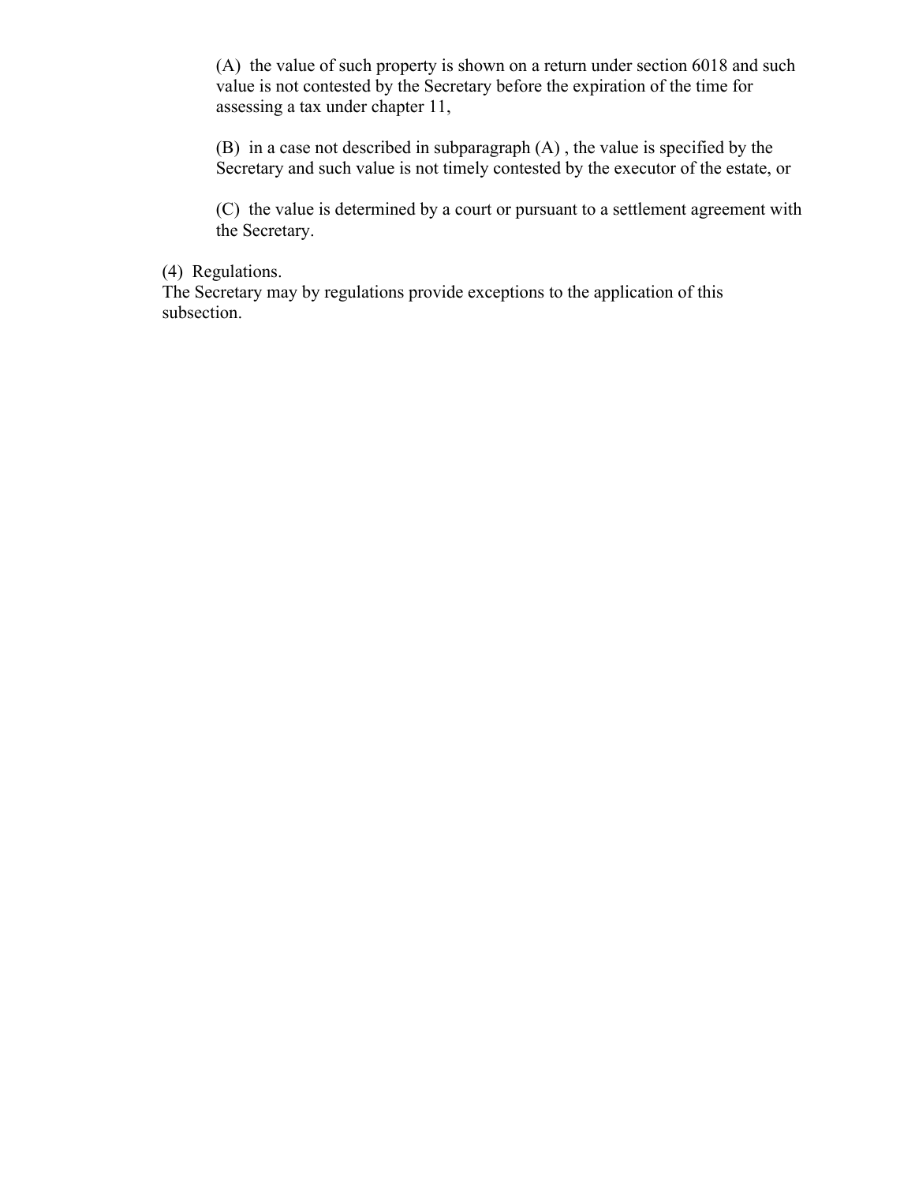(A) the value of such property is shown on a return under section 6018 and such value is not contested by the Secretary before the expiration of the time for assessing a tax under chapter 11,

(B) in a case not described in subparagraph (A) , the value is specified by the Secretary and such value is not timely contested by the executor of the estate, or

(C) the value is determined by a court or pursuant to a settlement agreement with the Secretary.

(4) Regulations.
The Secretary may by regulations provide exceptions to the application of this subsection.